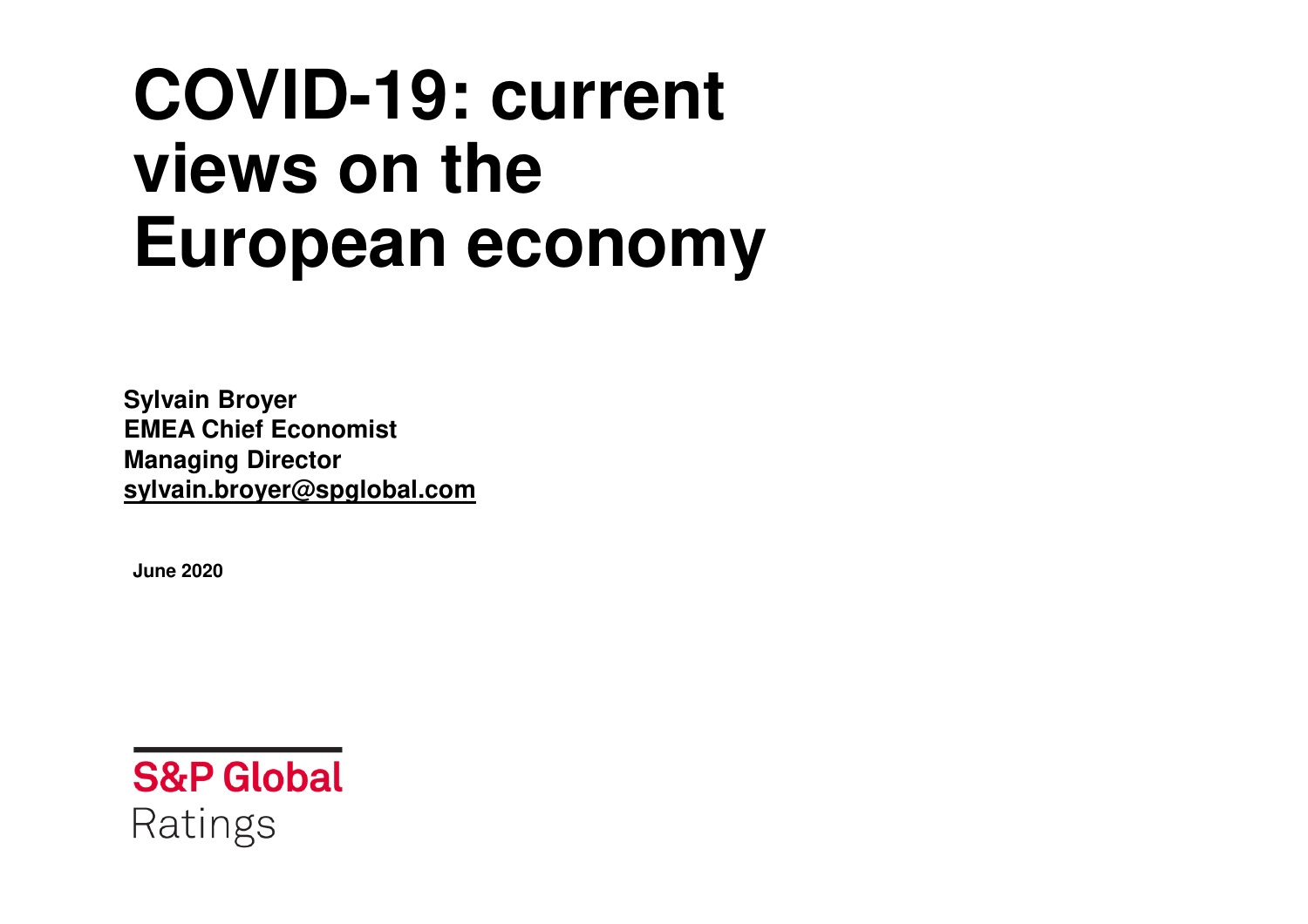# COVID-19: current views on the European economy

**Sylvain Broyer**
**EMEA Chief Economist**
**Managing Director**
**sylvain.broyer@spglobal.com**

**June 2020**

S&P Global
Ratings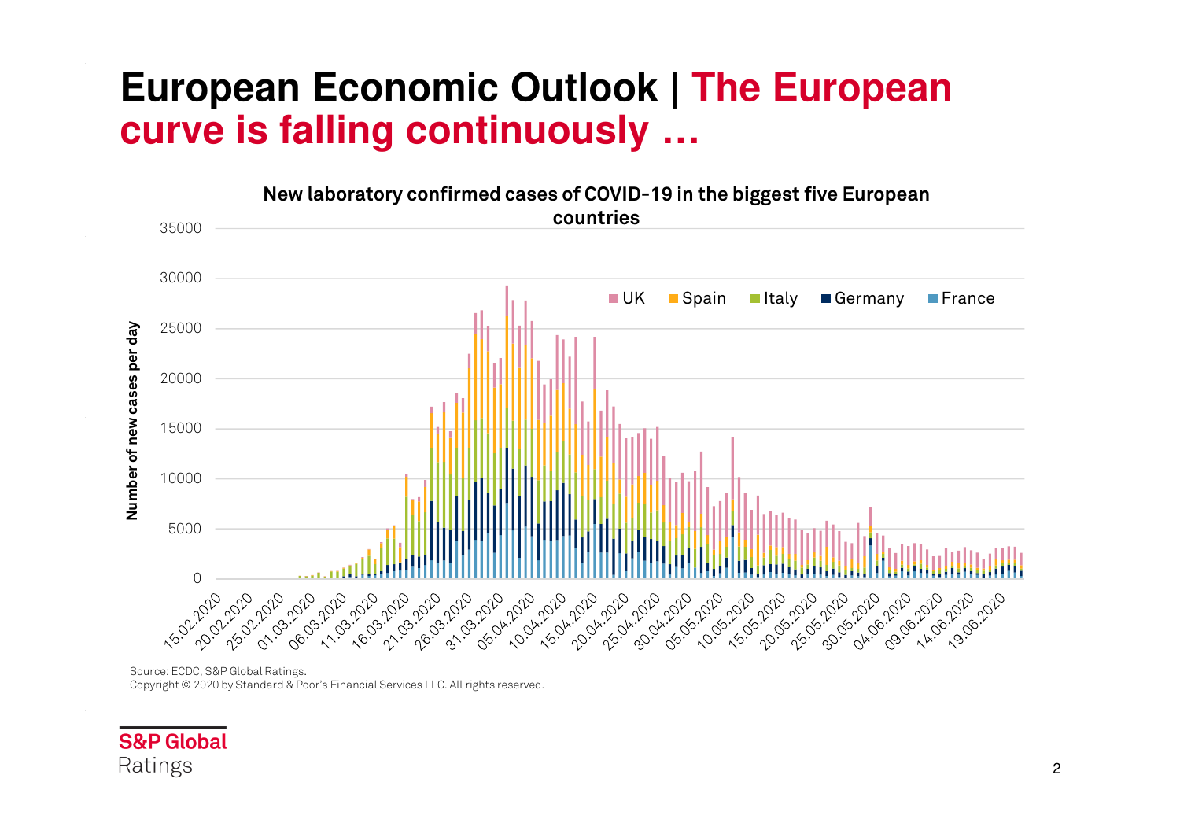# European Economic Outlook | The European curve is falling continuously …

**New laboratory confirmed cases of COVID-19 in the biggest five European countries**

Source: ECDC, S&P Global Ratings.
Copyright © 2020 by Standard & Poor's Financial Services LLC. All rights reserved.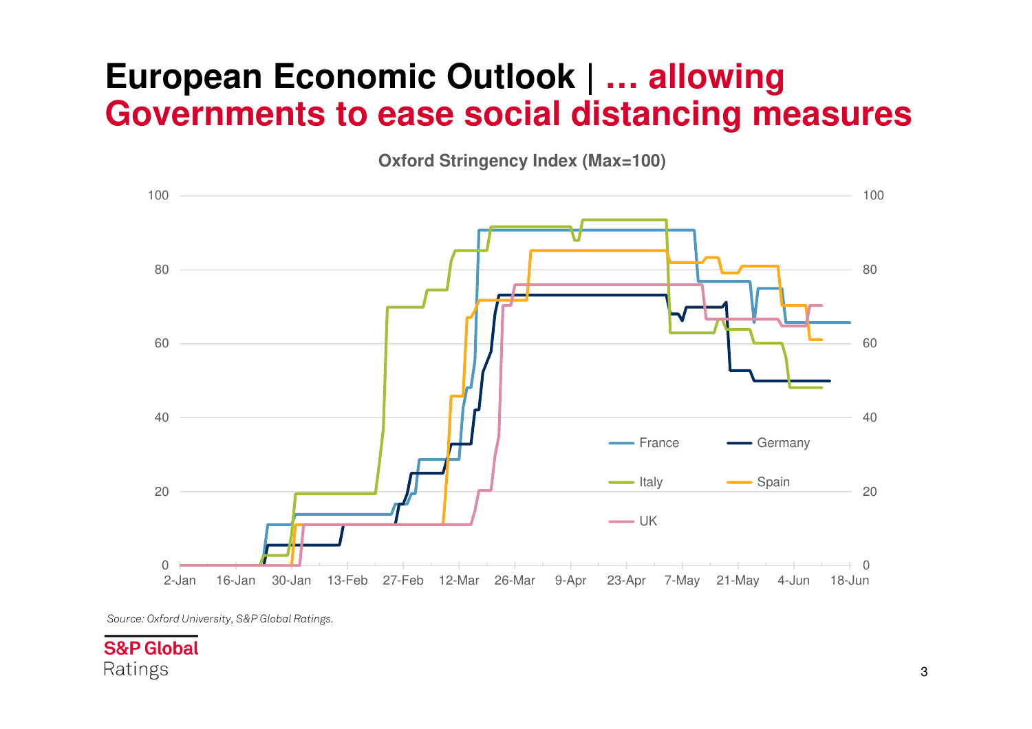# European Economic Outlook | ... allowing Governments to ease social distancing measures

**Oxford Stringency Index (Max=100)**

*Source: Oxford University, S&P Global Ratings.*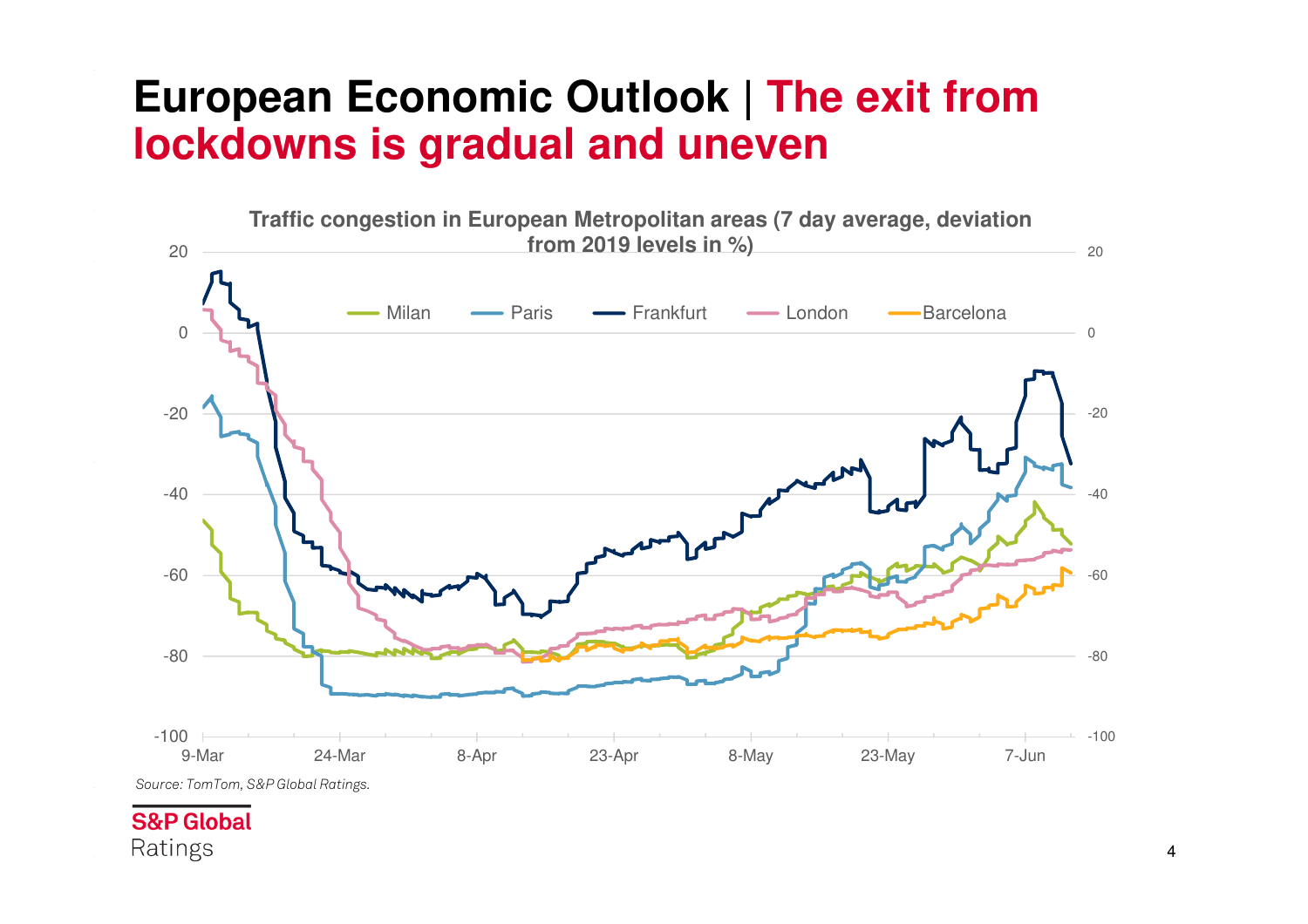# European Economic Outlook | The exit from lockdowns is gradual and uneven

**Traffic congestion in European Metropolitan areas (7 day average, deviation from 2019 levels in %)**

*Source: TomTom, S&P Global Ratings.*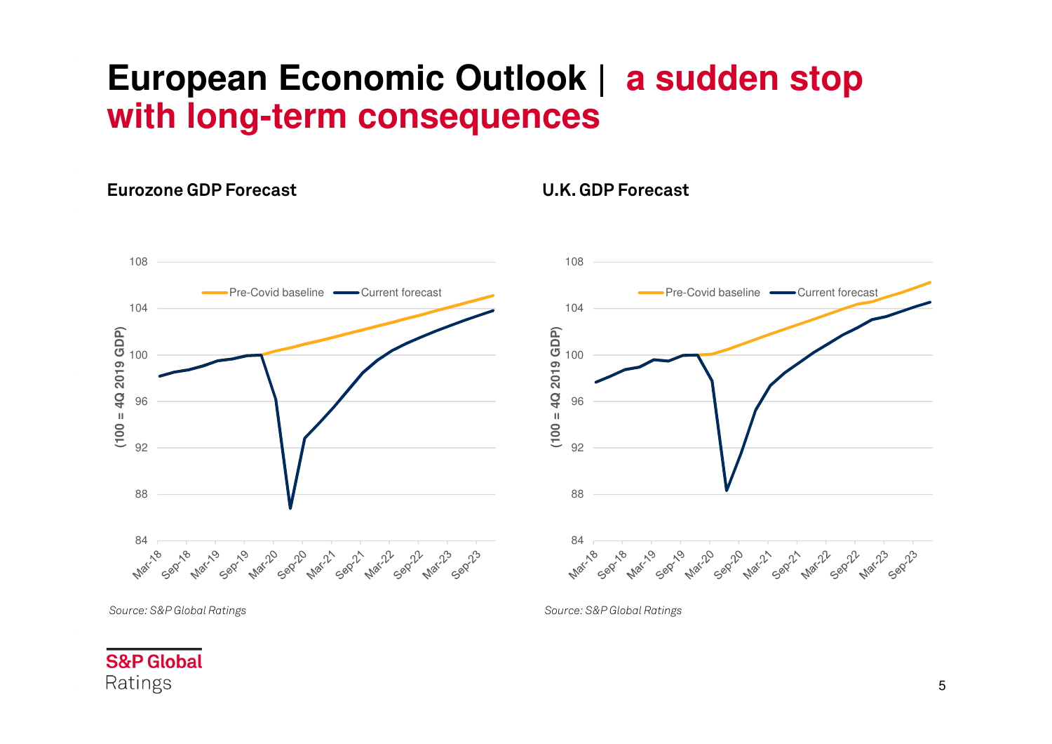# European Economic Outlook | a sudden stop with long-term consequences

**Eurozone GDP Forecast**

*Source: S&P Global Ratings*

**U.K. GDP Forecast**

*Source: S&P Global Ratings*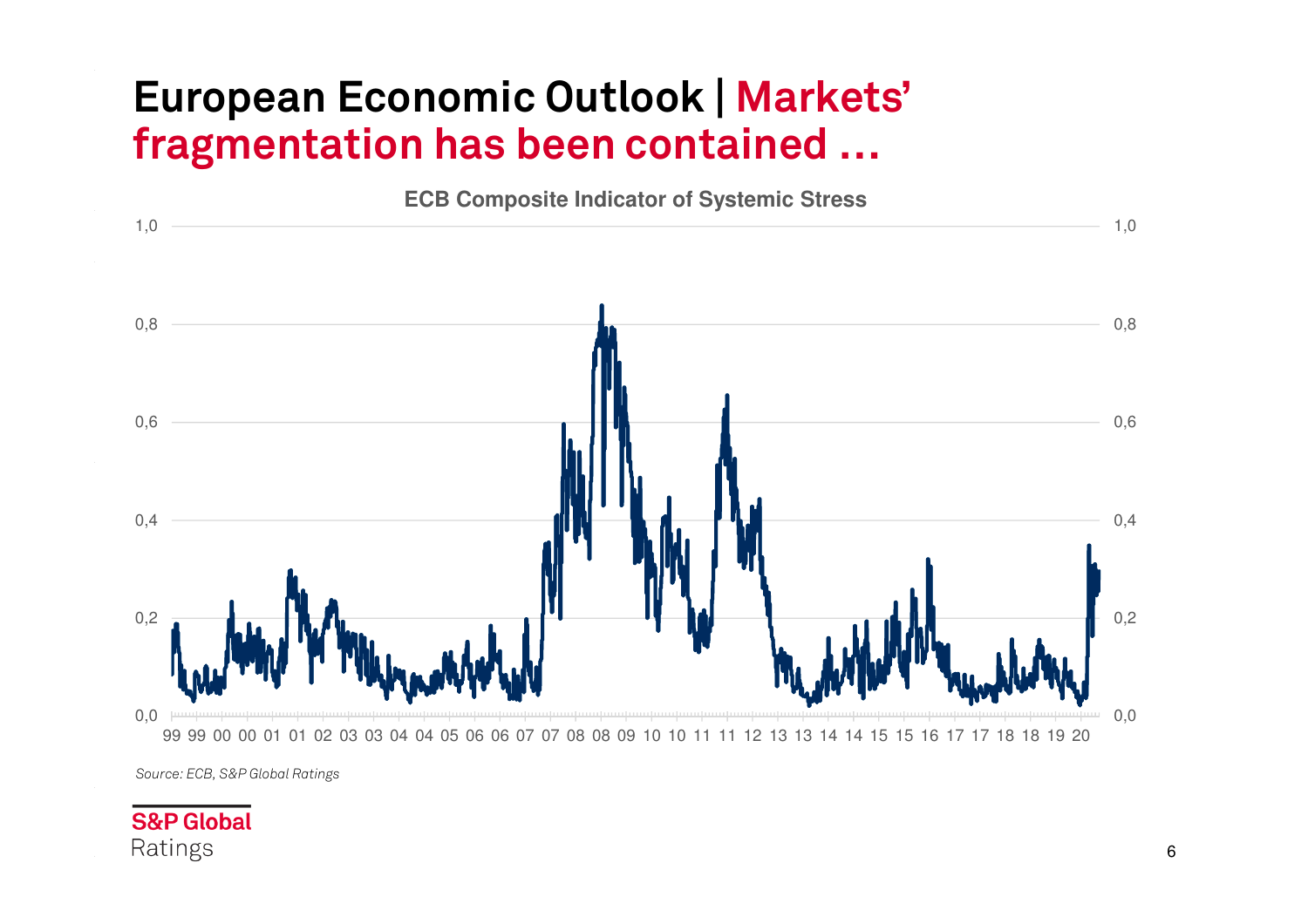# European Economic Outlook | Markets' fragmentation has been contained …

**ECB Composite Indicator of Systemic Stress**

*Source: ECB, S&P Global Ratings*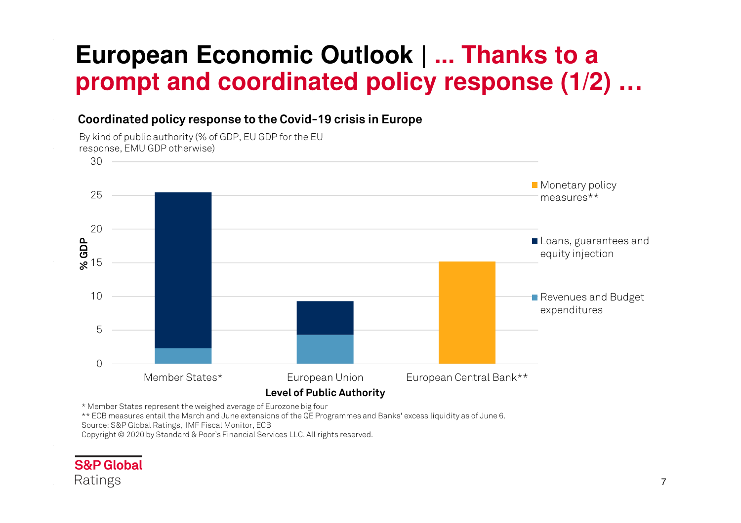# European Economic Outlook | ... Thanks to a prompt and coordinated policy response (1/2) ...

**Coordinated policy response to the Covid-19 crisis in Europe**

By kind of public authority (% of GDP, EU GDP for the EU response, EMU GDP otherwise)

| Level of Public Authority | Revenues and Budget expenditures | Loans, guarantees and equity injection | Monetary policy measures** |
|---|---|---|---|
| Member States* | ~2.3 | ~23.2 | |
| European Union | ~4.3 | ~5.0 | |
| European Central Bank** | | | ~15.2 |

\* Member States represent the weighed average of Eurozone big four

\** ECB measures entail the March and June extensions of the QE Programmes and Banks' excess liquidity as of June 6.

Source: S&P Global Ratings, IMF Fiscal Monitor, ECB

Copyright © 2020 by Standard & Poor's Financial Services LLC. All rights reserved.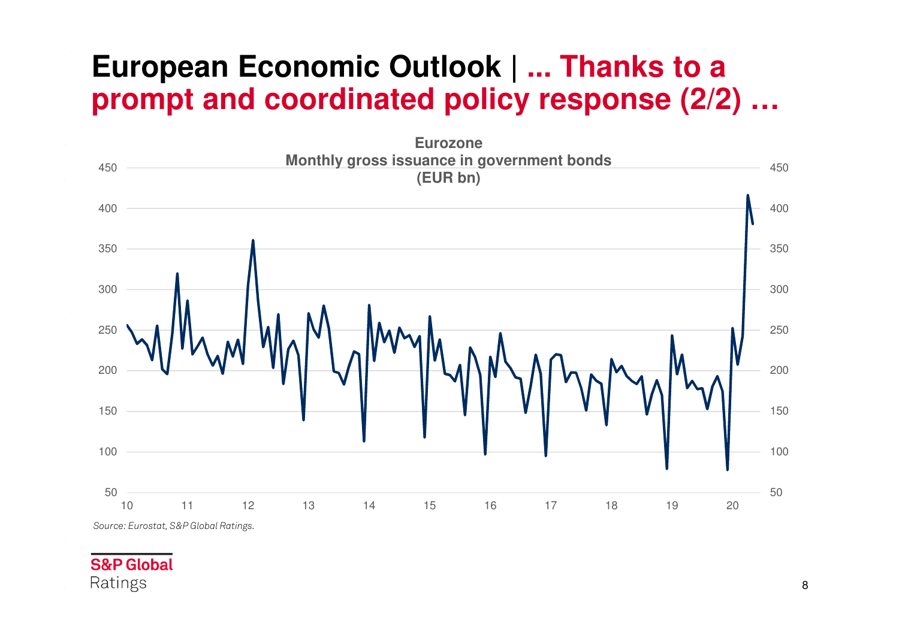# European Economic Outlook | ... Thanks to a prompt and coordinated policy response (2/2) …

**Eurozone**
**Monthly gross issuance in government bonds**
**(EUR bn)**

*Source: Eurostat, S&P Global Ratings.*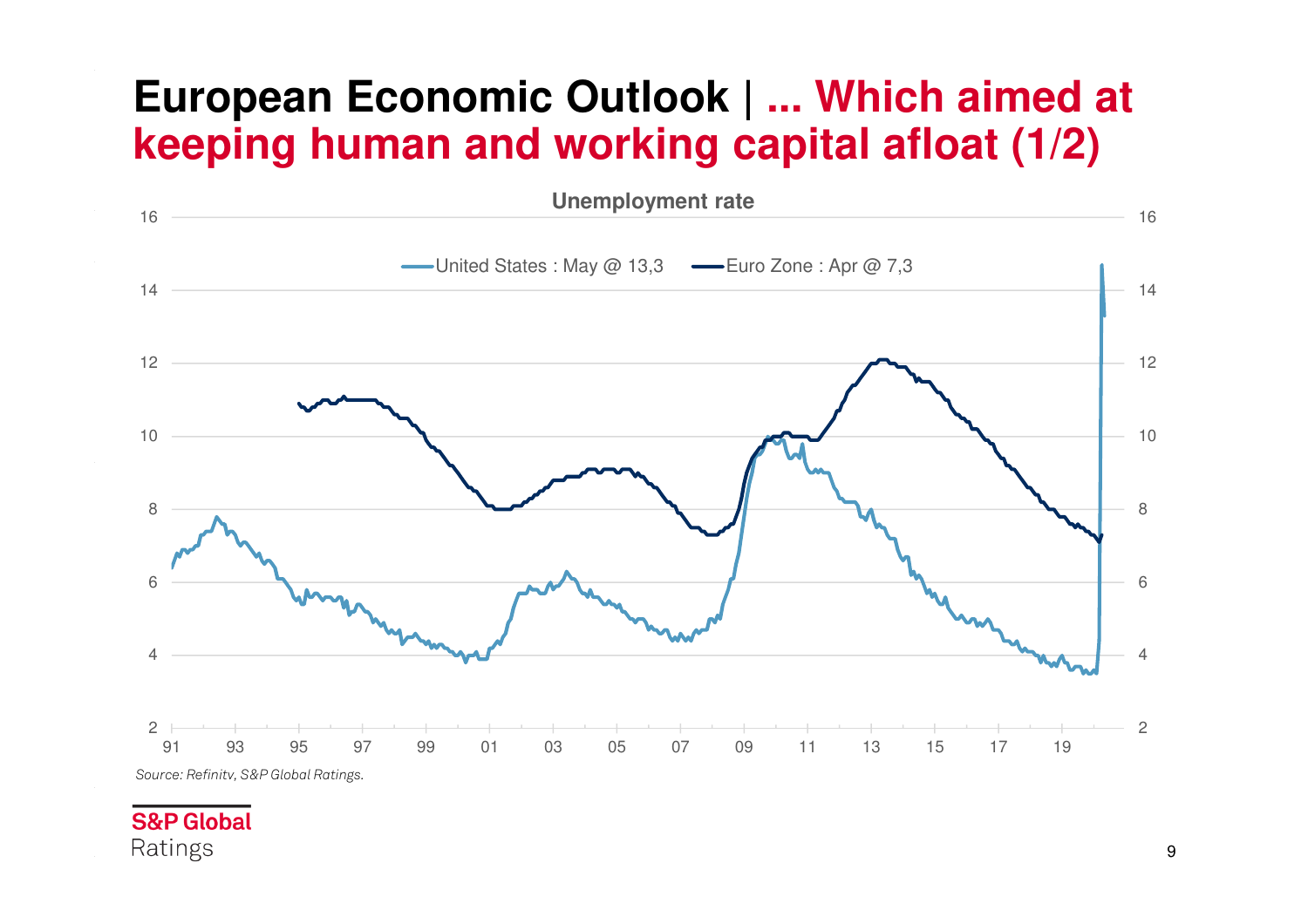# European Economic Outlook | ... Which aimed at keeping human and working capital afloat (1/2)

**Unemployment rate**

United States : May @ 13,3 — Euro Zone : Apr @ 7,3

*Source: Refinitv, S&P Global Ratings.*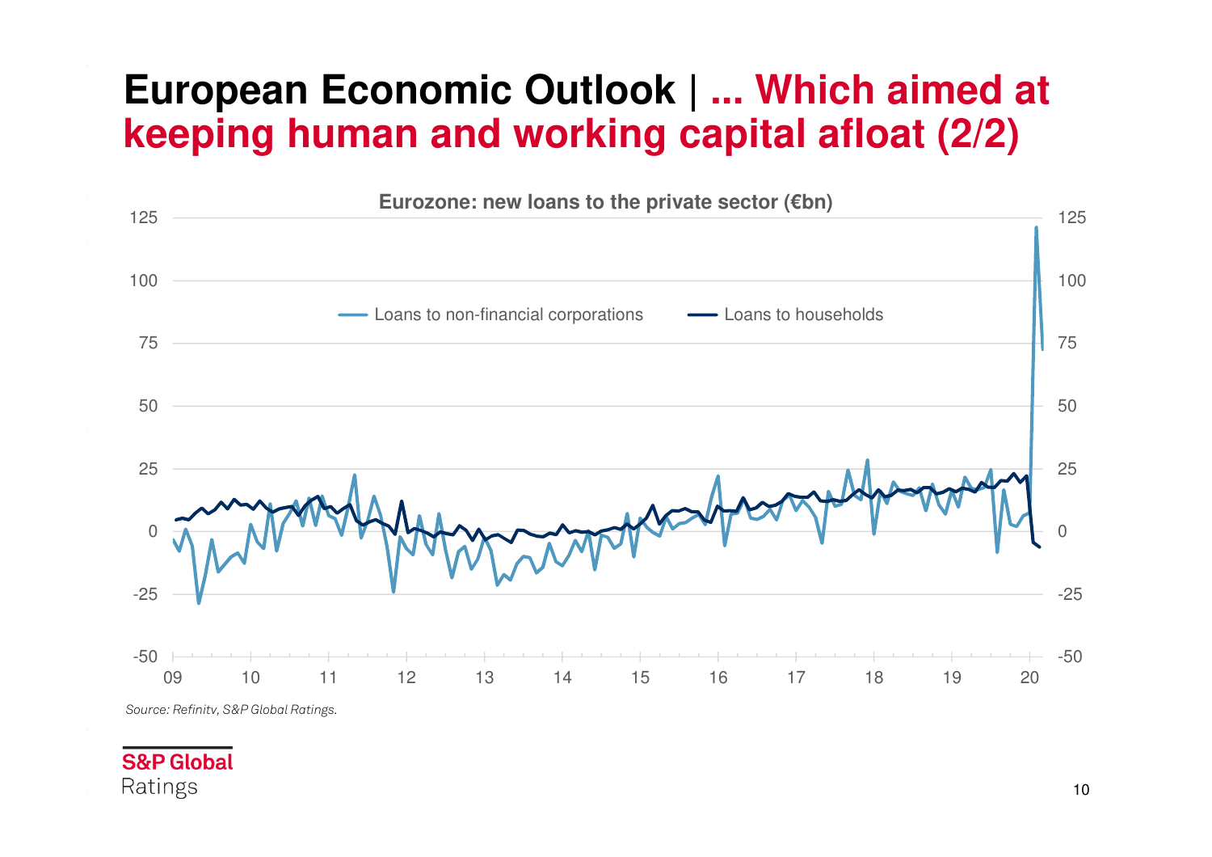# European Economic Outlook | ... Which aimed at keeping human and working capital afloat (2/2)

**Eurozone: new loans to the private sector (€bn)**

*Source: Refinitv, S&P Global Ratings.*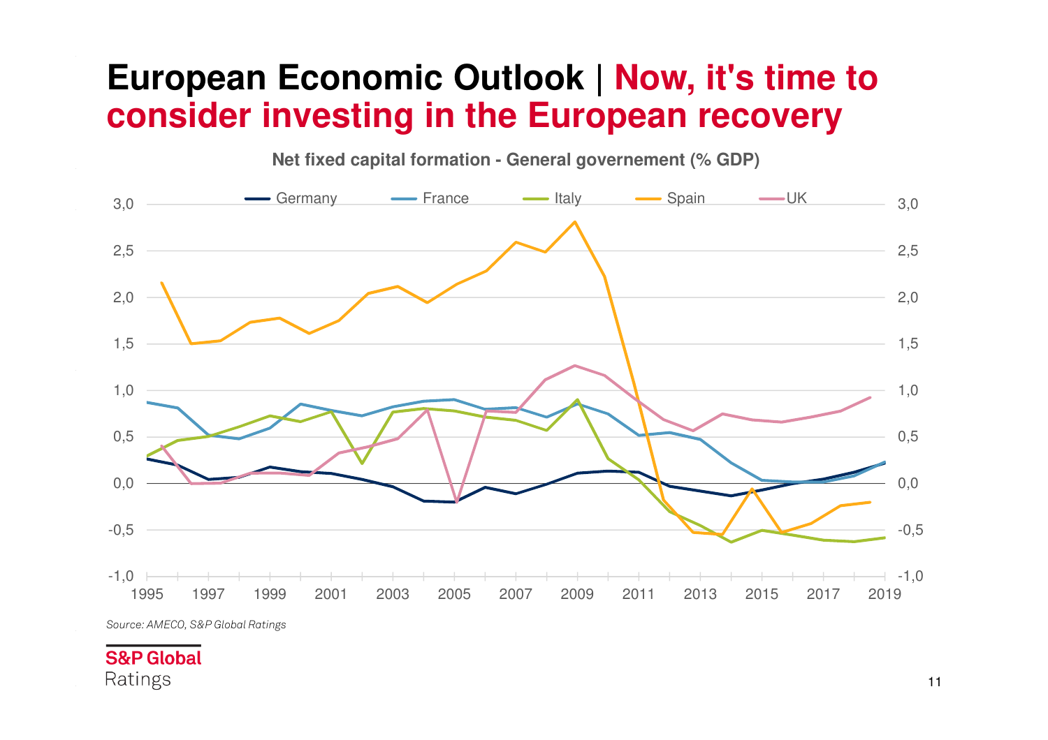# European Economic Outlook | Now, it's time to consider investing in the European recovery

**Net fixed capital formation - General governement (% GDP)**

*Source: AMECO, S&P Global Ratings*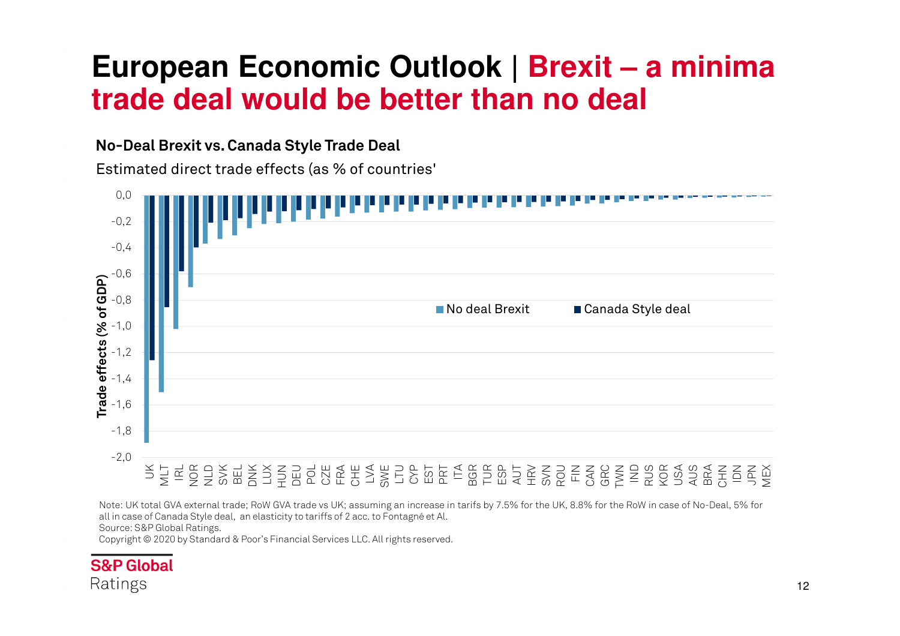# European Economic Outlook | Brexit – a minima trade deal would be better than no deal

**No-Deal Brexit vs. Canada Style Trade Deal**

Estimated direct trade effects (as % of countries'

Note: UK total GVA external trade; RoW GVA trade vs UK; assuming an increase in tarifs by 7.5% for the UK, 8.8% for the RoW in case of No-Deal, 5% for all in case of Canada Style deal, an elasticity to tariffs of 2 acc. to Fontagné et Al.
Source: S&P Global Ratings.
Copyright © 2020 by Standard & Poor's Financial Services LLC. All rights reserved.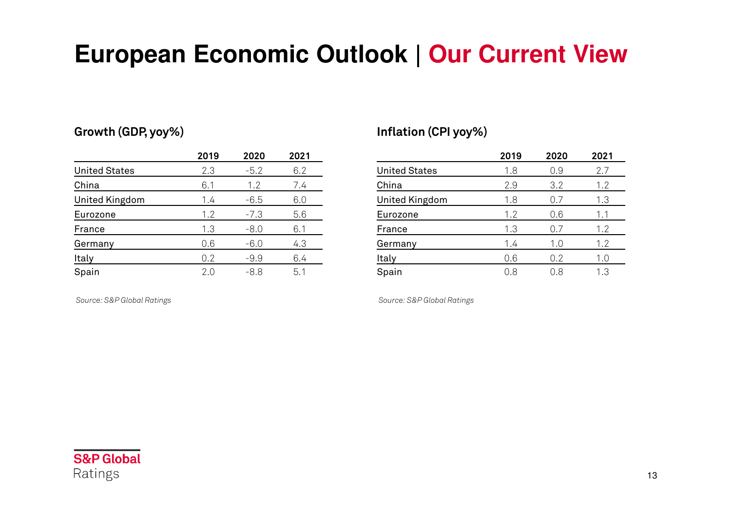# European Economic Outlook | Our Current View

### Growth (GDP, yoy%)

| | 2019 | 2020 | 2021 |
|---|---|---|---|
| United States | 2.3 | -5.2 | 6.2 |
| China | 6.1 | 1.2 | 7.4 |
| United Kingdom | 1.4 | -6.5 | 6.0 |
| Eurozone | 1.2 | -7.3 | 5.6 |
| France | 1.3 | -8.0 | 6.1 |
| Germany | 0.6 | -6.0 | 4.3 |
| Italy | 0.2 | -9.9 | 6.4 |
| Spain | 2.0 | -8.8 | 5.1 |

*Source: S&P Global Ratings*

### Inflation (CPI yoy%)

| | 2019 | 2020 | 2021 |
|---|---|---|---|
| United States | 1.8 | 0.9 | 2.7 |
| China | 2.9 | 3.2 | 1.2 |
| United Kingdom | 1.8 | 0.7 | 1.3 |
| Eurozone | 1.2 | 0.6 | 1.1 |
| France | 1.3 | 0.7 | 1.2 |
| Germany | 1.4 | 1.0 | 1.2 |
| Italy | 0.6 | 0.2 | 1.0 |
| Spain | 0.8 | 0.8 | 1.3 |

*Source: S&P Global Ratings*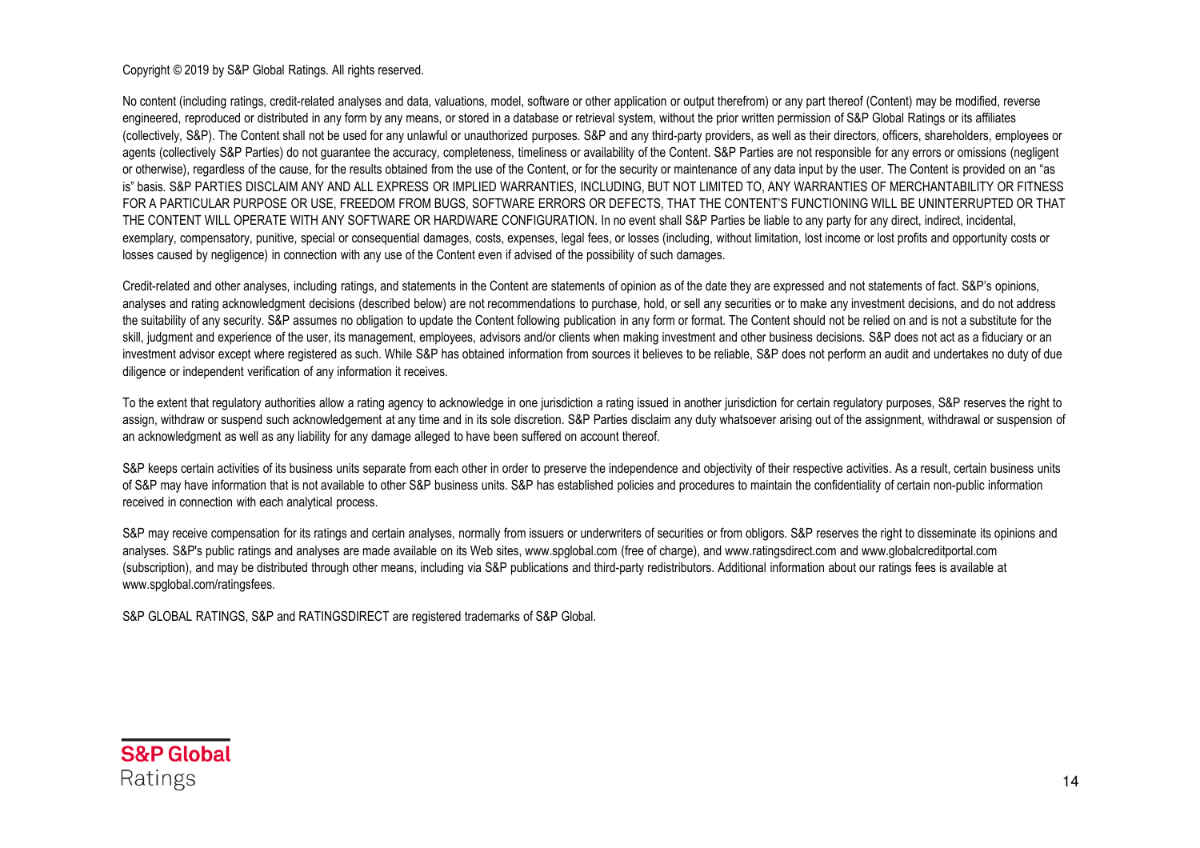Copyright © 2019 by S&P Global Ratings. All rights reserved.

No content (including ratings, credit-related analyses and data, valuations, model, software or other application or output therefrom) or any part thereof (Content) may be modified, reverse engineered, reproduced or distributed in any form by any means, or stored in a database or retrieval system, without the prior written permission of S&P Global Ratings or its affiliates (collectively, S&P). The Content shall not be used for any unlawful or unauthorized purposes. S&P and any third-party providers, as well as their directors, officers, shareholders, employees or agents (collectively S&P Parties) do not guarantee the accuracy, completeness, timeliness or availability of the Content. S&P Parties are not responsible for any errors or omissions (negligent or otherwise), regardless of the cause, for the results obtained from the use of the Content, or for the security or maintenance of any data input by the user. The Content is provided on an "as is" basis. S&P PARTIES DISCLAIM ANY AND ALL EXPRESS OR IMPLIED WARRANTIES, INCLUDING, BUT NOT LIMITED TO, ANY WARRANTIES OF MERCHANTABILITY OR FITNESS FOR A PARTICULAR PURPOSE OR USE, FREEDOM FROM BUGS, SOFTWARE ERRORS OR DEFECTS, THAT THE CONTENT'S FUNCTIONING WILL BE UNINTERRUPTED OR THAT THE CONTENT WILL OPERATE WITH ANY SOFTWARE OR HARDWARE CONFIGURATION. In no event shall S&P Parties be liable to any party for any direct, indirect, incidental, exemplary, compensatory, punitive, special or consequential damages, costs, expenses, legal fees, or losses (including, without limitation, lost income or lost profits and opportunity costs or losses caused by negligence) in connection with any use of the Content even if advised of the possibility of such damages.

Credit-related and other analyses, including ratings, and statements in the Content are statements of opinion as of the date they are expressed and not statements of fact. S&P's opinions, analyses and rating acknowledgment decisions (described below) are not recommendations to purchase, hold, or sell any securities or to make any investment decisions, and do not address the suitability of any security. S&P assumes no obligation to update the Content following publication in any form or format. The Content should not be relied on and is not a substitute for the skill, judgment and experience of the user, its management, employees, advisors and/or clients when making investment and other business decisions. S&P does not act as a fiduciary or an investment advisor except where registered as such. While S&P has obtained information from sources it believes to be reliable, S&P does not perform an audit and undertakes no duty of due diligence or independent verification of any information it receives.

To the extent that regulatory authorities allow a rating agency to acknowledge in one jurisdiction a rating issued in another jurisdiction for certain regulatory purposes, S&P reserves the right to assign, withdraw or suspend such acknowledgement at any time and in its sole discretion. S&P Parties disclaim any duty whatsoever arising out of the assignment, withdrawal or suspension of an acknowledgment as well as any liability for any damage alleged to have been suffered on account thereof.

S&P keeps certain activities of its business units separate from each other in order to preserve the independence and objectivity of their respective activities. As a result, certain business units of S&P may have information that is not available to other S&P business units. S&P has established policies and procedures to maintain the confidentiality of certain non-public information received in connection with each analytical process.

S&P may receive compensation for its ratings and certain analyses, normally from issuers or underwriters of securities or from obligors. S&P reserves the right to disseminate its opinions and analyses. S&P's public ratings and analyses are made available on its Web sites, www.spglobal.com (free of charge), and www.ratingsdirect.com and www.globalcreditportal.com (subscription), and may be distributed through other means, including via S&P publications and third-party redistributors. Additional information about our ratings fees is available at www.spglobal.com/ratingsfees.

S&P GLOBAL RATINGS, S&P and RATINGSDIRECT are registered trademarks of S&P Global.